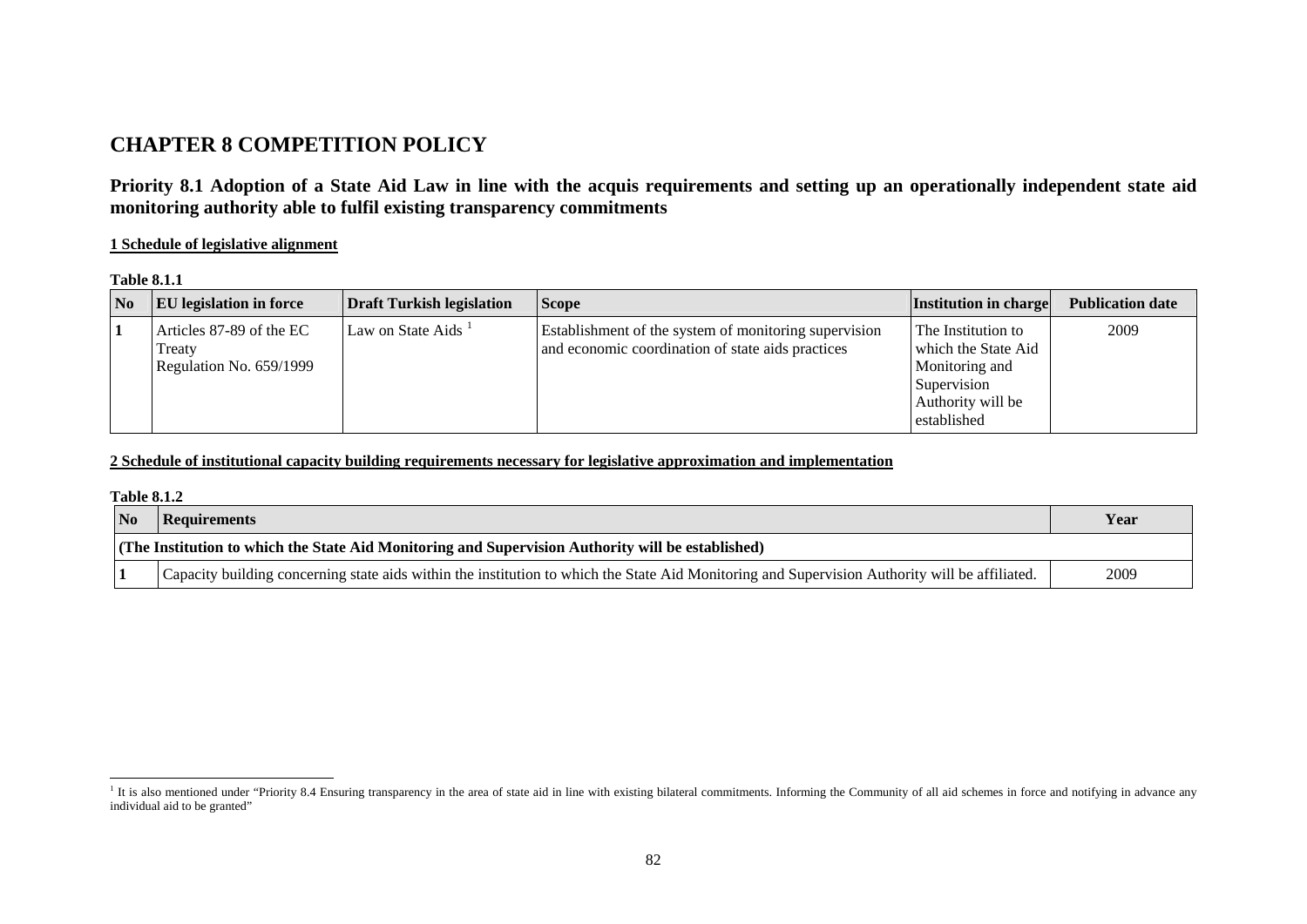# CHAPTER 8 COMPETITION POLICY

## Priority 8.1 Adoption of a State Aid Law in line with the acquis requirements and setting up an operationally independent state aid monitoring authority able to fulfil existing transparency commitments

**1 Schedule of legislative alignment**

**Table 8.1.1**

| No | EU legislation in force | Draft Turkish legislation | Scope | Institution in charge | Publication date |
|---|---|---|---|---|---|
| 1 | Articles 87-89 of the EC Treaty<br>Regulation No. 659/1999 | Law on State Aids [1] | Establishment of the system of monitoring supervision and economic coordination of state aids practices | The Institution to which the State Aid Monitoring and Supervision Authority will be established | 2009 |

**2 Schedule of institutional capacity building requirements necessary for legislative approximation and implementation**

**Table 8.1.2**

| No | Requirements | Year |
|---|---|---|
| **(The Institution to which the State Aid Monitoring and Supervision Authority will be established)** | | |
| 1 | Capacity building concerning state aids within the institution to which the State Aid Monitoring and Supervision Authority will be affiliated. | 2009 |

[1] It is also mentioned under "Priority 8.4 Ensuring transparency in the area of state aid in line with existing bilateral commitments. Informing the Community of all aid schemes in force and notifying in advance any individual aid to be granted"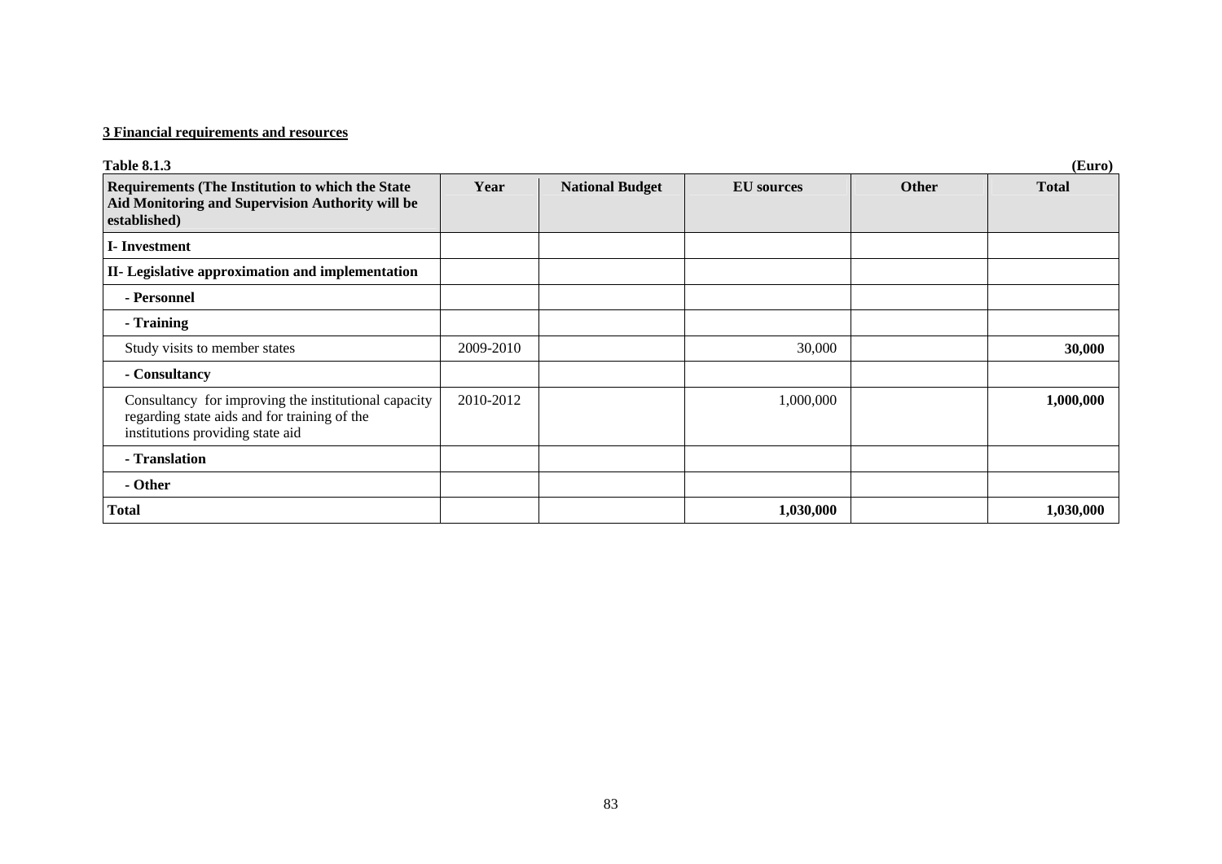**3 Financial requirements and resources**

**Table 8.1.3** **(Euro)**

| Requirements (The Institution to which the State Aid Monitoring and Supervision Authority will be established) | Year | National Budget | EU sources | Other | Total |
|---|---|---|---|---|---|
| **I- Investment** | | | | | |
| **II- Legislative approximation and implementation** | | | | | |
| **- Personnel** | | | | | |
| **- Training** | | | | | |
| Study visits to member states | 2009-2010 | | 30,000 | | **30,000** |
| **- Consultancy** | | | | | |
| Consultancy for improving the institutional capacity regarding state aids and for training of the institutions providing state aid | 2010-2012 | | 1,000,000 | | **1,000,000** |
| **- Translation** | | | | | |
| **- Other** | | | | | |
| **Total** | | | **1,030,000** | | **1,030,000** |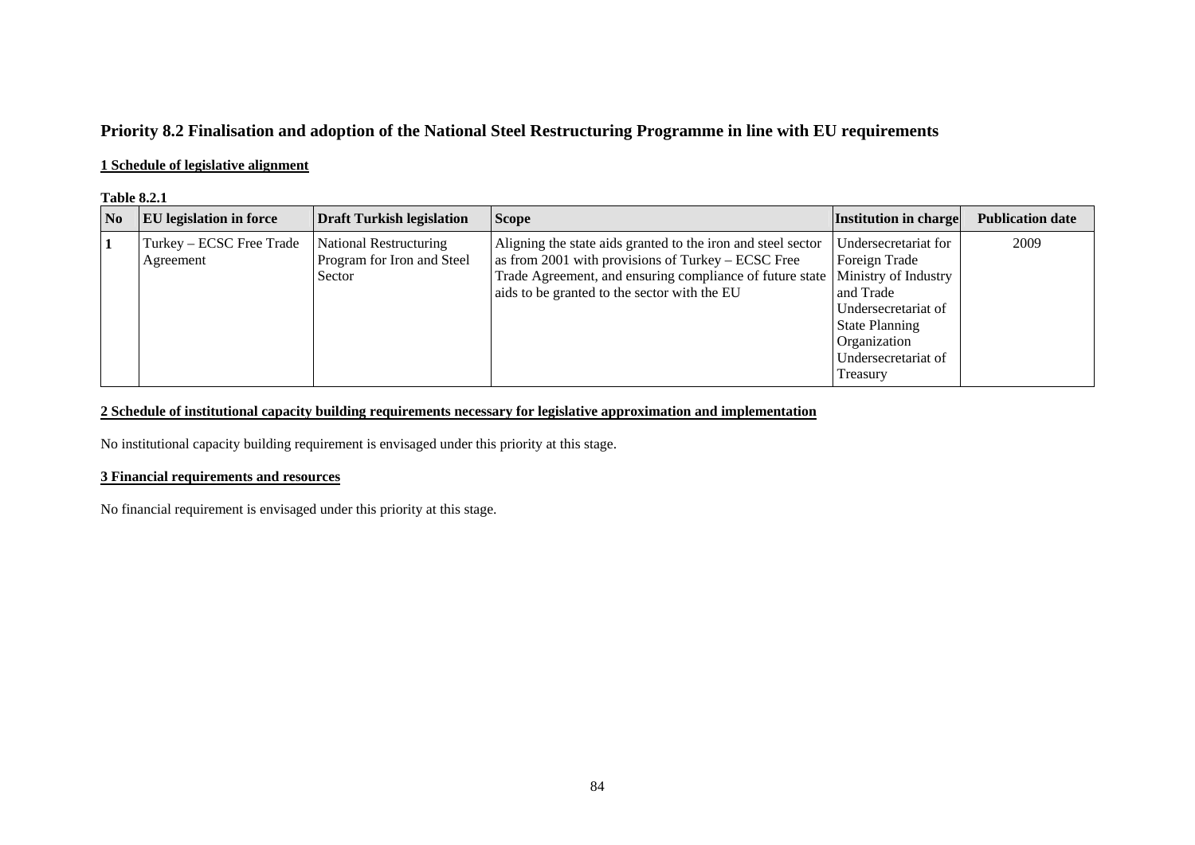## Priority 8.2 Finalisation and adoption of the National Steel Restructuring Programme in line with EU requirements

### 1 Schedule of legislative alignment

**Table 8.2.1**

| No | EU legislation in force | Draft Turkish legislation | Scope | Institution in charge | Publication date |
|---|---|---|---|---|---|
| 1 | Turkey – ECSC Free Trade Agreement | National Restructuring Program for Iron and Steel Sector | Aligning the state aids granted to the iron and steel sector as from 2001 with provisions of Turkey – ECSC Free Trade Agreement, and ensuring compliance of future state aids to be granted to the sector with the EU | Undersecretariat for Foreign Trade Ministry of Industry and Trade Undersecretariat of State Planning Organization Undersecretariat of Treasury | 2009 |

### 2 Schedule of institutional capacity building requirements necessary for legislative approximation and implementation

No institutional capacity building requirement is envisaged under this priority at this stage.

### 3 Financial requirements and resources

No financial requirement is envisaged under this priority at this stage.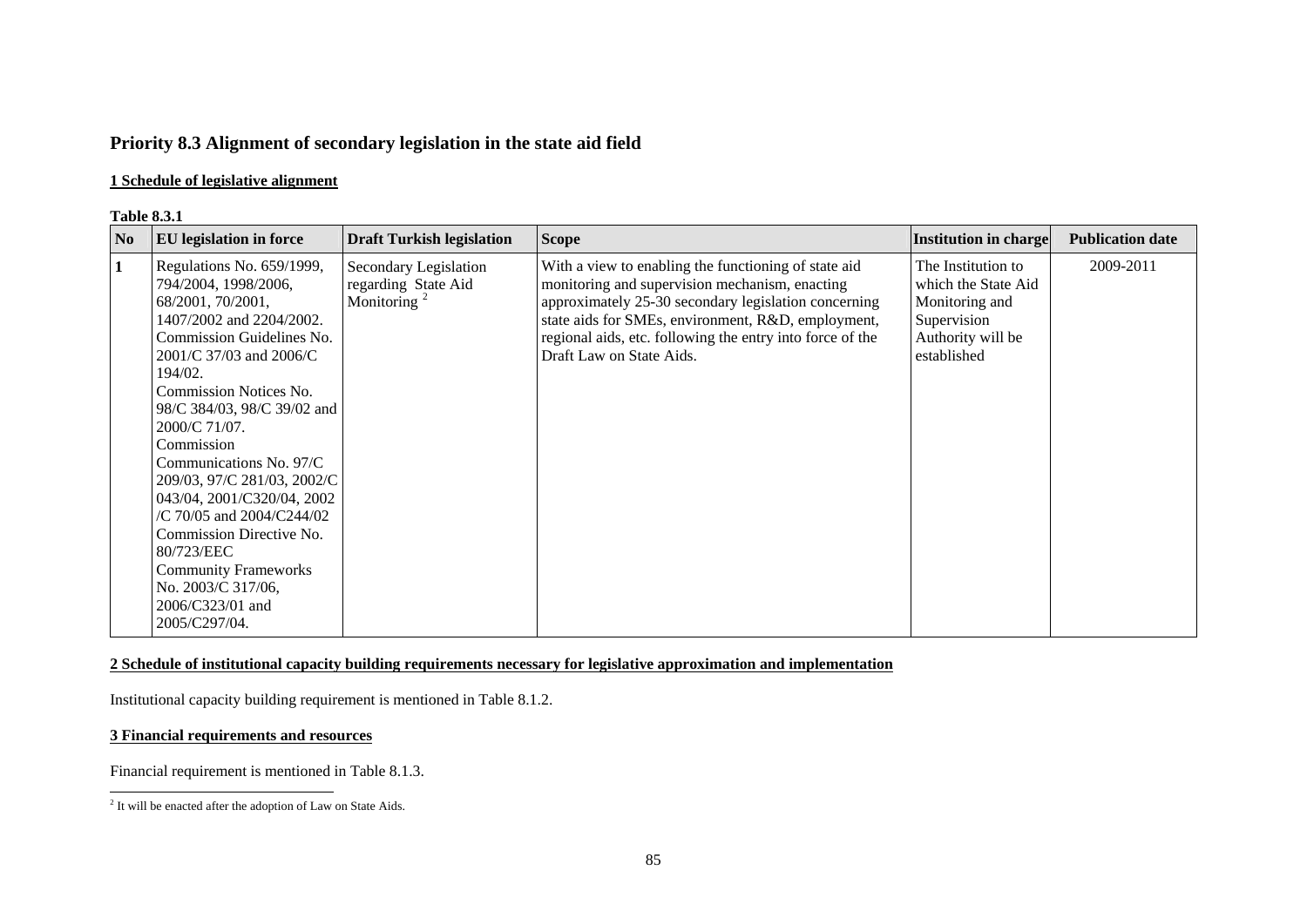## Priority 8.3 Alignment of secondary legislation in the state aid field

### 1 Schedule of legislative alignment

**Table 8.3.1**

| No | EU legislation in force | Draft Turkish legislation | Scope | Institution in charge | Publication date |
|---|---|---|---|---|---|
| 1 | Regulations No. 659/1999, 794/2004, 1998/2006, 68/2001, 70/2001, 1407/2002 and 2204/2002. Commission Guidelines No. 2001/C 37/03 and 2006/C 194/02. Commission Notices No. 98/C 384/03, 98/C 39/02 and 2000/C 71/07. Commission Communications No. 97/C 209/03, 97/C 281/03, 2002/C 043/04, 2001/C320/04, 2002 /C 70/05 and 2004/C244/02 Commission Directive No. 80/723/EEC Community Frameworks No. 2003/C 317/06, 2006/C323/01 and 2005/C297/04. | Secondary Legislation regarding State Aid Monitoring [2] | With a view to enabling the functioning of state aid monitoring and supervision mechanism, enacting approximately 25-30 secondary legislation concerning state aids for SMEs, environment, R&D, employment, regional aids, etc. following the entry into force of the Draft Law on State Aids. | The Institution to which the State Aid Monitoring and Supervision Authority will be established | 2009-2011 |

### 2 Schedule of institutional capacity building requirements necessary for legislative approximation and implementation

Institutional capacity building requirement is mentioned in Table 8.1.2.

### 3 Financial requirements and resources

Financial requirement is mentioned in Table 8.1.3.

[2] It will be enacted after the adoption of Law on State Aids.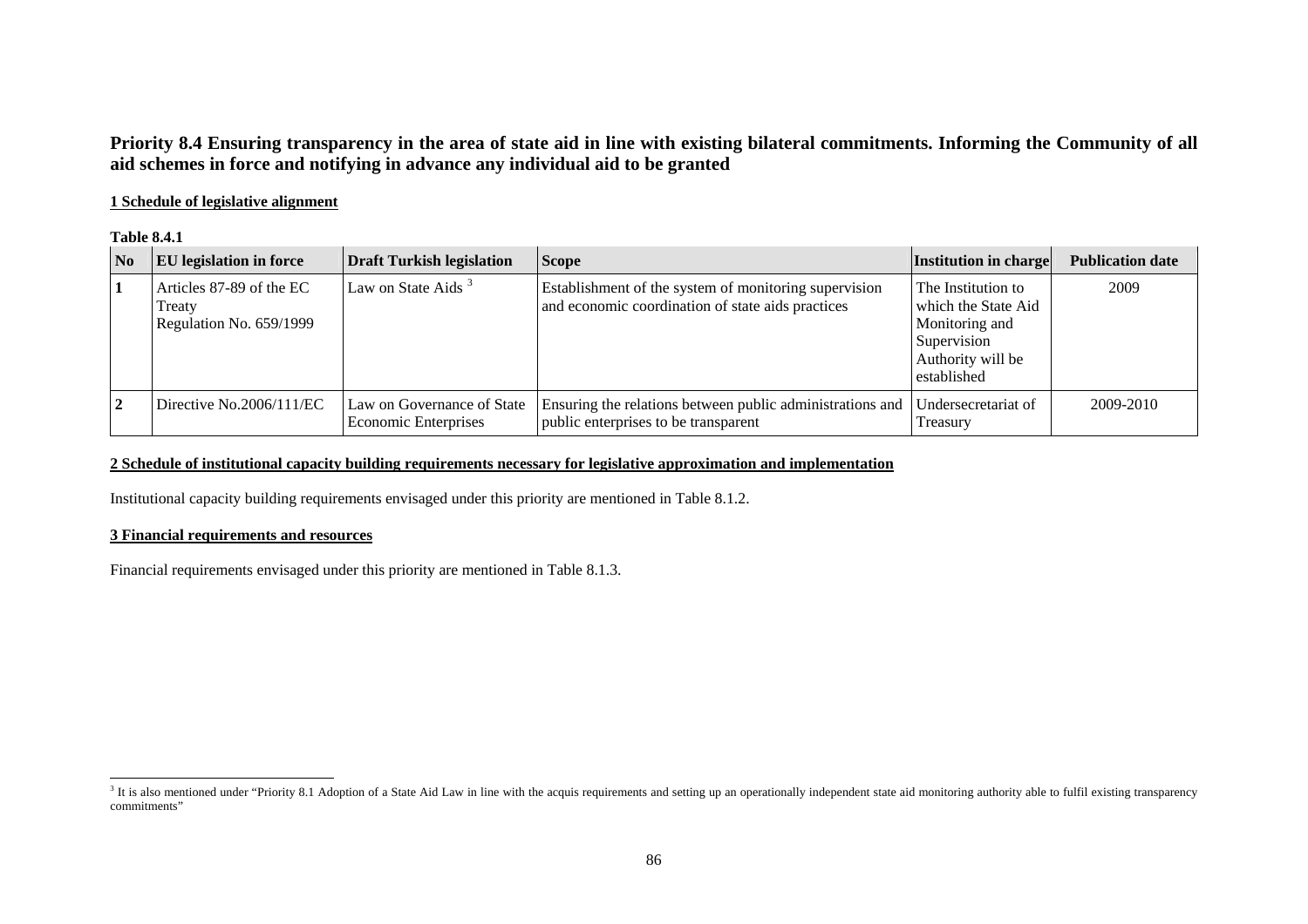## Priority 8.4 Ensuring transparency in the area of state aid in line with existing bilateral commitments. Informing the Community of all aid schemes in force and notifying in advance any individual aid to be granted

**1 Schedule of legislative alignment**

**Table 8.4.1**

| No | EU legislation in force | Draft Turkish legislation | Scope | Institution in charge | Publication date |
|---|---|---|---|---|---|
| **1** | Articles 87-89 of the EC Treaty Regulation No. 659/1999 | Law on State Aids [3] | Establishment of the system of monitoring supervision and economic coordination of state aids practices | The Institution to which the State Aid Monitoring and Supervision Authority will be established | 2009 |
| **2** | Directive No.2006/111/EC | Law on Governance of State Economic Enterprises | Ensuring the relations between public administrations and public enterprises to be transparent | Undersecretariat of Treasury | 2009-2010 |

**2 Schedule of institutional capacity building requirements necessary for legislative approximation and implementation**

Institutional capacity building requirements envisaged under this priority are mentioned in Table 8.1.2.

**3 Financial requirements and resources**

Financial requirements envisaged under this priority are mentioned in Table 8.1.3.

[3] It is also mentioned under "Priority 8.1 Adoption of a State Aid Law in line with the acquis requirements and setting up an operationally independent state aid monitoring authority able to fulfil existing transparency commitments"